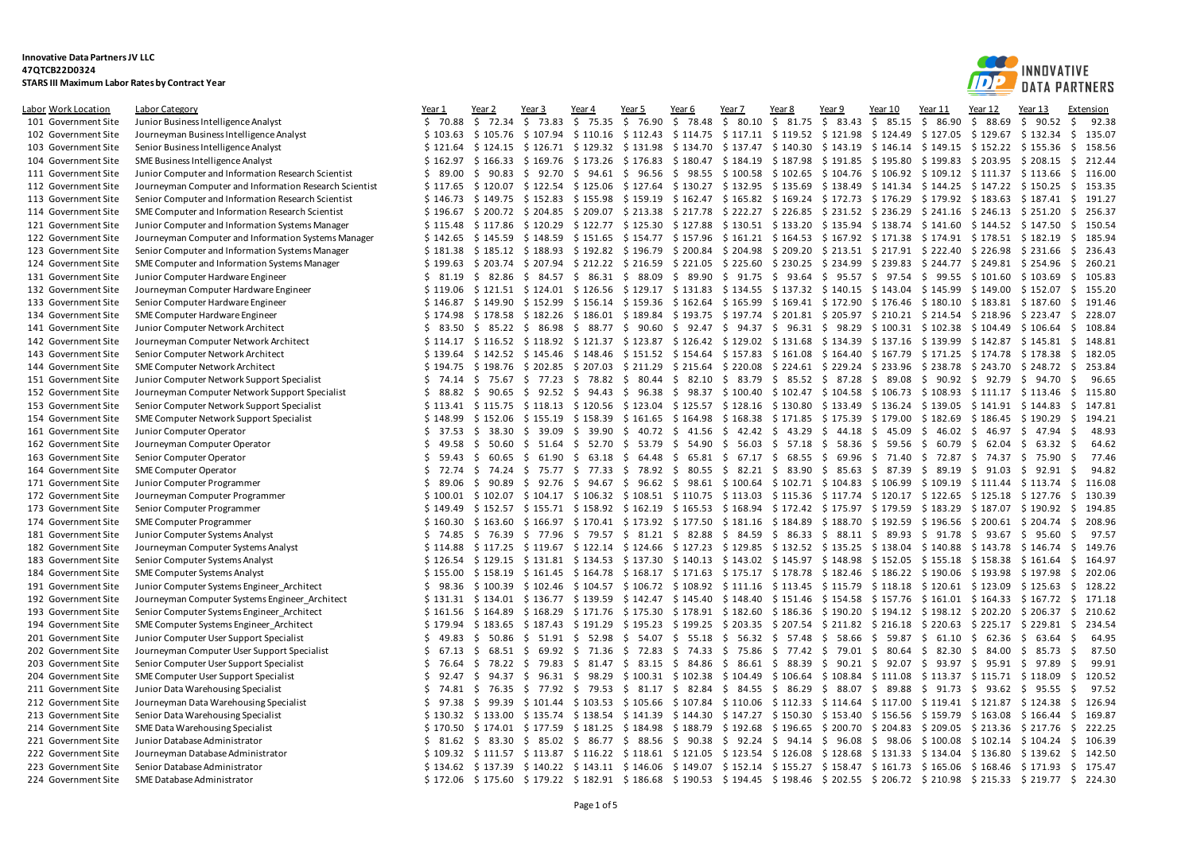**Innovative Data Partners JV LLC**
**47QTCB22D0324**
**STARS III Maximum Labor Rates by Contract Year**

| Labor | Work Location | Labor Category | Year 1 | Year 2 | Year 3 | Year 4 | Year 5 | Year 6 | Year 7 | Year 8 | Year 9 | Year 10 | Year 11 | Year 12 | Year 13 | Extension |
|---|---|---|---|---|---|---|---|---|---|---|---|---|---|---|---|---|
| 101 | Government Site | Junior Business Intelligence Analyst | $ 70.88 | $ 72.34 | $ 73.83 | $ 75.35 | $ 76.90 | $ 78.48 | $ 80.10 | $ 81.75 | $ 83.43 | $ 85.15 | $ 86.90 | $ 88.69 | $ 90.52 | $ 92.38 |
| 102 | Government Site | Journeyman Business Intelligence Analyst | $ 103.63 | $ 105.76 | $ 107.94 | $ 110.16 | $ 112.43 | $ 114.75 | $ 117.11 | $ 119.52 | $ 121.98 | $ 124.49 | $ 127.05 | $ 129.67 | $ 132.34 | $ 135.07 |
| 103 | Government Site | Senior Business Intelligence Analyst | $ 121.64 | $ 124.15 | $ 126.71 | $ 129.32 | $ 131.98 | $ 134.70 | $ 137.47 | $ 140.30 | $ 143.19 | $ 146.14 | $ 149.15 | $ 152.22 | $ 155.36 | $ 158.56 |
| 104 | Government Site | SME Business Intelligence Analyst | $ 162.97 | $ 166.33 | $ 169.76 | $ 173.26 | $ 176.83 | $ 180.47 | $ 184.19 | $ 187.98 | $ 191.85 | $ 195.80 | $ 199.83 | $ 203.95 | $ 208.15 | $ 212.44 |
| 111 | Government Site | Junior Computer and Information Research Scientist | $ 89.00 | $ 90.83 | $ 92.70 | $ 94.61 | $ 96.56 | $ 98.55 | $ 100.58 | $ 102.65 | $ 104.76 | $ 106.92 | $ 109.12 | $ 111.37 | $ 113.66 | $ 116.00 |
| 112 | Government Site | Journeyman Computer and Information Research Scientist | $ 117.65 | $ 120.07 | $ 122.54 | $ 125.06 | $ 127.64 | $ 130.27 | $ 132.95 | $ 135.69 | $ 138.49 | $ 141.34 | $ 144.25 | $ 147.22 | $ 150.25 | $ 153.35 |
| 113 | Government Site | Senior Computer and Information Research Scientist | $ 146.73 | $ 149.75 | $ 152.83 | $ 155.98 | $ 159.19 | $ 162.47 | $ 165.82 | $ 169.24 | $ 172.73 | $ 176.29 | $ 179.92 | $ 183.63 | $ 187.41 | $ 191.27 |
| 114 | Government Site | SME Computer and Information Research Scientist | $ 196.67 | $ 200.72 | $ 204.85 | $ 209.07 | $ 213.38 | $ 217.78 | $ 222.27 | $ 226.85 | $ 231.52 | $ 236.29 | $ 241.16 | $ 246.13 | $ 251.20 | $ 256.37 |
| 121 | Government Site | Junior Computer and Information Systems Manager | $ 115.48 | $ 117.86 | $ 120.29 | $ 122.77 | $ 125.30 | $ 127.88 | $ 130.51 | $ 133.20 | $ 135.94 | $ 138.74 | $ 141.60 | $ 144.52 | $ 147.50 | $ 150.54 |
| 122 | Government Site | Journeyman Computer and Information Systems Manager | $ 142.65 | $ 145.59 | $ 148.59 | $ 151.65 | $ 154.77 | $ 157.96 | $ 161.21 | $ 164.53 | $ 167.92 | $ 171.38 | $ 174.91 | $ 178.51 | $ 182.19 | $ 185.94 |
| 123 | Government Site | Senior Computer and Information Systems Manager | $ 181.38 | $ 185.12 | $ 188.93 | $ 192.82 | $ 196.79 | $ 200.84 | $ 204.98 | $ 209.20 | $ 213.51 | $ 217.91 | $ 222.40 | $ 226.98 | $ 231.66 | $ 236.43 |
| 124 | Government Site | SME Computer and Information Systems Manager | $ 199.63 | $ 203.74 | $ 207.94 | $ 212.22 | $ 216.59 | $ 221.05 | $ 225.60 | $ 230.25 | $ 234.99 | $ 239.83 | $ 244.77 | $ 249.81 | $ 254.96 | $ 260.21 |
| 131 | Government Site | Junior Computer Hardware Engineer | $ 81.19 | $ 82.86 | $ 84.57 | $ 86.31 | $ 88.09 | $ 89.90 | $ 91.75 | $ 93.64 | $ 95.57 | $ 97.54 | $ 99.55 | $ 101.60 | $ 103.69 | $ 105.83 |
| 132 | Government Site | Journeyman Computer Hardware Engineer | $ 119.06 | $ 121.51 | $ 124.01 | $ 126.56 | $ 129.17 | $ 131.83 | $ 134.55 | $ 137.32 | $ 140.15 | $ 143.04 | $ 145.99 | $ 149.00 | $ 152.07 | $ 155.20 |
| 133 | Government Site | Senior Computer Hardware Engineer | $ 146.87 | $ 149.90 | $ 152.99 | $ 156.14 | $ 159.36 | $ 162.64 | $ 165.99 | $ 169.41 | $ 172.90 | $ 176.46 | $ 180.10 | $ 183.81 | $ 187.60 | $ 191.46 |
| 134 | Government Site | SME Computer Hardware Engineer | $ 174.98 | $ 178.58 | $ 182.26 | $ 186.01 | $ 189.84 | $ 193.75 | $ 197.74 | $ 201.81 | $ 205.97 | $ 210.21 | $ 214.54 | $ 218.96 | $ 223.47 | $ 228.07 |
| 141 | Government Site | Junior Computer Network Architect | $ 83.50 | $ 85.22 | $ 86.98 | $ 88.77 | $ 90.60 | $ 92.47 | $ 94.37 | $ 96.31 | $ 98.29 | $ 100.31 | $ 102.38 | $ 104.49 | $ 106.64 | $ 108.84 |
| 142 | Government Site | Journeyman Computer Network Architect | $ 114.17 | $ 116.52 | $ 118.92 | $ 121.37 | $ 123.87 | $ 126.42 | $ 129.02 | $ 131.68 | $ 134.39 | $ 137.16 | $ 139.99 | $ 142.87 | $ 145.81 | $ 148.81 |
| 143 | Government Site | Senior Computer Network Architect | $ 139.64 | $ 142.52 | $ 145.46 | $ 148.46 | $ 151.52 | $ 154.64 | $ 157.83 | $ 161.08 | $ 164.40 | $ 167.79 | $ 171.25 | $ 174.78 | $ 178.38 | $ 182.05 |
| 144 | Government Site | SME Computer Network Architect | $ 194.75 | $ 198.76 | $ 202.85 | $ 207.03 | $ 211.29 | $ 215.64 | $ 220.08 | $ 224.61 | $ 229.24 | $ 233.96 | $ 238.78 | $ 243.70 | $ 248.72 | $ 253.84 |
| 151 | Government Site | Junior Computer Network Support Specialist | $ 74.14 | $ 75.67 | $ 77.23 | $ 78.82 | $ 80.44 | $ 82.10 | $ 83.79 | $ 85.52 | $ 87.28 | $ 89.08 | $ 90.92 | $ 92.79 | $ 94.70 | $ 96.65 |
| 152 | Government Site | Journeyman Computer Network Support Specialist | $ 88.82 | $ 90.65 | $ 92.52 | $ 94.43 | $ 96.38 | $ 98.37 | $ 100.40 | $ 102.47 | $ 104.58 | $ 106.73 | $ 108.93 | $ 111.17 | $ 113.46 | $ 115.80 |
| 153 | Government Site | Senior Computer Network Support Specialist | $ 113.41 | $ 115.75 | $ 118.13 | $ 120.56 | $ 123.04 | $ 125.57 | $ 128.16 | $ 130.80 | $ 133.49 | $ 136.24 | $ 139.05 | $ 141.91 | $ 144.83 | $ 147.81 |
| 154 | Government Site | SME Computer Network Support Specialist | $ 148.99 | $ 152.06 | $ 155.19 | $ 158.39 | $ 161.65 | $ 164.98 | $ 168.38 | $ 171.85 | $ 175.39 | $ 179.00 | $ 182.69 | $ 186.45 | $ 190.29 | $ 194.21 |
| 161 | Government Site | Junior Computer Operator | $ 37.53 | $ 38.30 | $ 39.09 | $ 39.90 | $ 40.72 | $ 41.56 | $ 42.42 | $ 43.29 | $ 44.18 | $ 45.09 | $ 46.02 | $ 46.97 | $ 47.94 | $ 48.93 |
| 162 | Government Site | Journeyman Computer Operator | $ 49.58 | $ 50.60 | $ 51.64 | $ 52.70 | $ 53.79 | $ 54.90 | $ 56.03 | $ 57.18 | $ 58.36 | $ 59.56 | $ 60.79 | $ 62.04 | $ 63.32 | $ 64.62 |
| 163 | Government Site | Senior Computer Operator | $ 59.43 | $ 60.65 | $ 61.90 | $ 63.18 | $ 64.48 | $ 65.81 | $ 67.17 | $ 68.55 | $ 69.96 | $ 71.40 | $ 72.87 | $ 74.37 | $ 75.90 | $ 77.46 |
| 164 | Government Site | SME Computer Operator | $ 72.74 | $ 74.24 | $ 75.77 | $ 77.33 | $ 78.92 | $ 80.55 | $ 82.21 | $ 83.90 | $ 85.63 | $ 87.39 | $ 89.19 | $ 91.03 | $ 92.91 | $ 94.82 |
| 171 | Government Site | Junior Computer Programmer | $ 89.06 | $ 90.89 | $ 92.76 | $ 94.67 | $ 96.62 | $ 98.61 | $ 100.64 | $ 102.71 | $ 104.83 | $ 106.99 | $ 109.19 | $ 111.44 | $ 113.74 | $ 116.08 |
| 172 | Government Site | Journeyman Computer Programmer | $ 100.01 | $ 102.07 | $ 104.17 | $ 106.32 | $ 108.51 | $ 110.75 | $ 113.03 | $ 115.36 | $ 117.74 | $ 120.17 | $ 122.65 | $ 125.18 | $ 127.76 | $ 130.39 |
| 173 | Government Site | Senior Computer Programmer | $ 149.49 | $ 152.57 | $ 155.71 | $ 158.92 | $ 162.19 | $ 165.53 | $ 168.94 | $ 172.42 | $ 175.97 | $ 179.59 | $ 183.29 | $ 187.07 | $ 190.92 | $ 194.85 |
| 174 | Government Site | SME Computer Programmer | $ 160.30 | $ 163.60 | $ 166.97 | $ 170.41 | $ 173.92 | $ 177.50 | $ 181.16 | $ 184.89 | $ 188.70 | $ 192.59 | $ 196.56 | $ 200.61 | $ 204.74 | $ 208.96 |
| 181 | Government Site | Junior Computer Systems Analyst | $ 74.85 | $ 76.39 | $ 77.96 | $ 79.57 | $ 81.21 | $ 82.88 | $ 84.59 | $ 86.33 | $ 88.11 | $ 89.93 | $ 91.78 | $ 93.67 | $ 95.60 | $ 97.57 |
| 182 | Government Site | Journeyman Computer Systems Analyst | $ 114.88 | $ 117.25 | $ 119.67 | $ 122.14 | $ 124.66 | $ 127.23 | $ 129.85 | $ 132.52 | $ 135.25 | $ 138.04 | $ 140.88 | $ 143.78 | $ 146.74 | $ 149.76 |
| 183 | Government Site | Senior Computer Systems Analyst | $ 126.54 | $ 129.15 | $ 131.81 | $ 134.53 | $ 137.30 | $ 140.13 | $ 143.02 | $ 145.97 | $ 148.98 | $ 152.05 | $ 155.18 | $ 158.38 | $ 161.64 | $ 164.97 |
| 184 | Government Site | SME Computer Systems Analyst | $ 155.00 | $ 158.19 | $ 161.45 | $ 164.78 | $ 168.17 | $ 171.63 | $ 175.17 | $ 178.78 | $ 182.46 | $ 186.22 | $ 190.06 | $ 193.98 | $ 197.98 | $ 202.06 |
| 191 | Government Site | Junior Computer Systems Engineer_Architect | $ 98.36 | $ 100.39 | $ 102.46 | $ 104.57 | $ 106.72 | $ 108.92 | $ 111.16 | $ 113.45 | $ 115.79 | $ 118.18 | $ 120.61 | $ 123.09 | $ 125.63 | $ 128.22 |
| 192 | Government Site | Journeyman Computer Systems Engineer_Architect | $ 131.31 | $ 134.01 | $ 136.77 | $ 139.59 | $ 142.47 | $ 145.40 | $ 148.40 | $ 151.46 | $ 154.58 | $ 157.76 | $ 161.01 | $ 164.33 | $ 167.72 | $ 171.18 |
| 193 | Government Site | Senior Computer Systems Engineer_Architect | $ 161.56 | $ 164.89 | $ 168.29 | $ 171.76 | $ 175.30 | $ 178.91 | $ 182.60 | $ 186.36 | $ 190.20 | $ 194.12 | $ 198.12 | $ 202.20 | $ 206.37 | $ 210.62 |
| 194 | Government Site | SME Computer Systems Engineer_Architect | $ 179.94 | $ 183.65 | $ 187.43 | $ 191.29 | $ 195.23 | $ 199.25 | $ 203.35 | $ 207.54 | $ 211.82 | $ 216.18 | $ 220.63 | $ 225.17 | $ 229.81 | $ 234.54 |
| 201 | Government Site | Junior Computer User Support Specialist | $ 49.83 | $ 50.86 | $ 51.91 | $ 52.98 | $ 54.07 | $ 55.18 | $ 56.32 | $ 57.48 | $ 58.66 | $ 59.87 | $ 61.10 | $ 62.36 | $ 63.64 | $ 64.95 |
| 202 | Government Site | Journeyman Computer User Support Specialist | $ 67.13 | $ 68.51 | $ 69.92 | $ 71.36 | $ 72.83 | $ 74.33 | $ 75.86 | $ 77.42 | $ 79.01 | $ 80.64 | $ 82.30 | $ 84.00 | $ 85.73 | $ 87.50 |
| 203 | Government Site | Senior Computer User Support Specialist | $ 76.64 | $ 78.22 | $ 79.83 | $ 81.47 | $ 83.15 | $ 84.86 | $ 86.61 | $ 88.39 | $ 90.21 | $ 92.07 | $ 93.97 | $ 95.91 | $ 97.89 | $ 99.91 |
| 204 | Government Site | SME Computer User Support Specialist | $ 92.47 | $ 94.37 | $ 96.31 | $ 98.29 | $ 100.31 | $ 102.38 | $ 104.49 | $ 106.64 | $ 108.84 | $ 111.08 | $ 113.37 | $ 115.71 | $ 118.09 | $ 120.52 |
| 211 | Government Site | Junior Data Warehousing Specialist | $ 74.81 | $ 76.35 | $ 77.92 | $ 79.53 | $ 81.17 | $ 82.84 | $ 84.55 | $ 86.29 | $ 88.07 | $ 89.88 | $ 91.73 | $ 93.62 | $ 95.55 | $ 97.52 |
| 212 | Government Site | Journeyman Data Warehousing Specialist | $ 97.38 | $ 99.39 | $ 101.44 | $ 103.53 | $ 105.66 | $ 107.84 | $ 110.06 | $ 112.33 | $ 114.64 | $ 117.00 | $ 119.41 | $ 121.87 | $ 124.38 | $ 126.94 |
| 213 | Government Site | Senior Data Warehousing Specialist | $ 130.32 | $ 133.00 | $ 135.74 | $ 138.54 | $ 141.39 | $ 144.30 | $ 147.27 | $ 150.30 | $ 153.40 | $ 156.56 | $ 159.79 | $ 163.08 | $ 166.44 | $ 169.87 |
| 214 | Government Site | SME Data Warehousing Specialist | $ 170.50 | $ 174.01 | $ 177.59 | $ 181.25 | $ 184.98 | $ 188.79 | $ 192.68 | $ 196.65 | $ 200.70 | $ 204.83 | $ 209.05 | $ 213.36 | $ 217.76 | $ 222.25 |
| 221 | Government Site | Junior Database Administrator | $ 81.62 | $ 83.30 | $ 85.02 | $ 86.77 | $ 88.56 | $ 90.38 | $ 92.24 | $ 94.14 | $ 96.08 | $ 98.06 | $ 100.08 | $ 102.14 | $ 104.24 | $ 106.39 |
| 222 | Government Site | Journeyman Database Administrator | $ 109.32 | $ 111.57 | $ 113.87 | $ 116.22 | $ 118.61 | $ 121.05 | $ 123.54 | $ 126.08 | $ 128.68 | $ 131.33 | $ 134.04 | $ 136.80 | $ 139.62 | $ 142.50 |
| 223 | Government Site | Senior Database Administrator | $ 134.62 | $ 137.39 | $ 140.22 | $ 143.11 | $ 146.06 | $ 149.07 | $ 152.14 | $ 155.27 | $ 158.47 | $ 161.73 | $ 165.06 | $ 168.46 | $ 171.93 | $ 175.47 |
| 224 | Government Site | SME Database Administrator | $ 172.06 | $ 175.60 | $ 179.22 | $ 182.91 | $ 186.68 | $ 190.53 | $ 194.45 | $ 198.46 | $ 202.55 | $ 206.72 | $ 210.98 | $ 215.33 | $ 219.77 | $ 224.30 |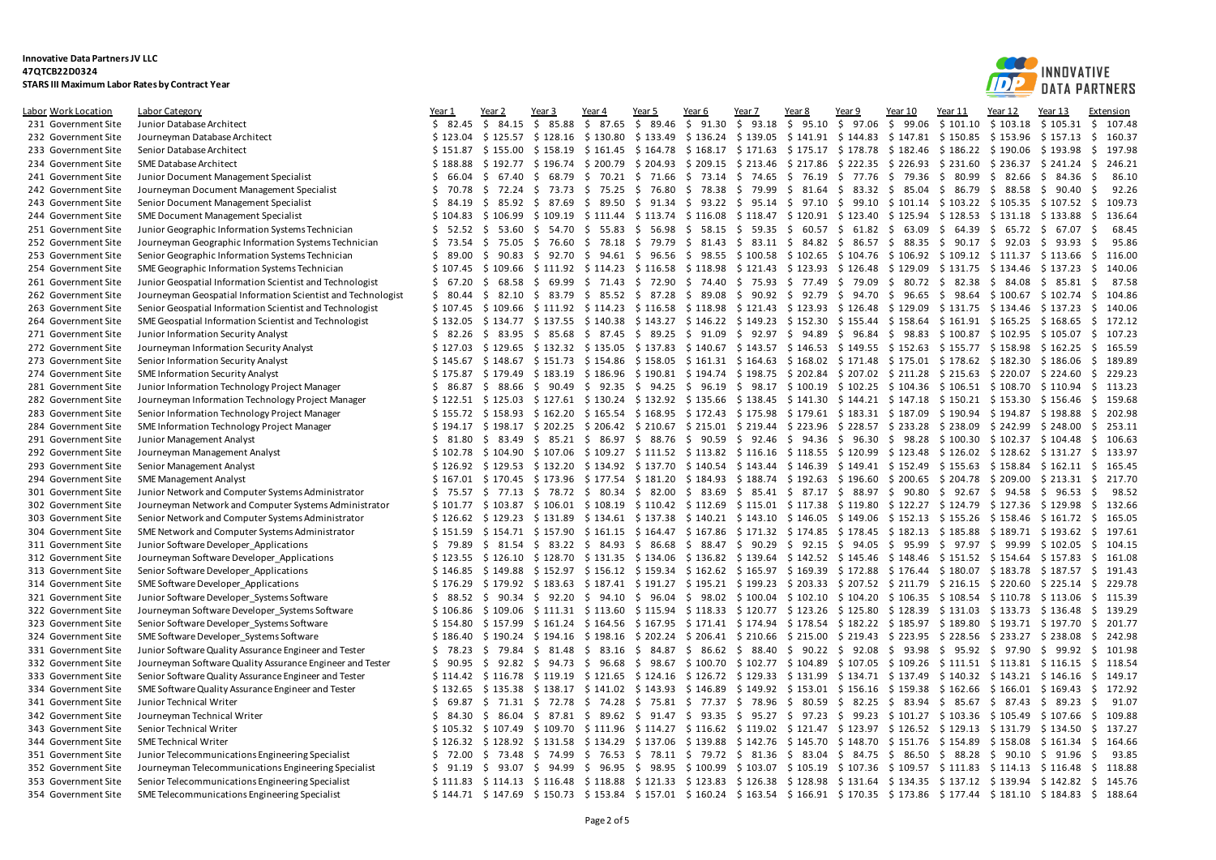**Innovative Data Partners JV LLC**
**47QTCB22D0324**
**STARS III Maximum Labor Rates by Contract Year**

| Labor | Work Location | Labor Category | Year 1 | Year 2 | Year 3 | Year 4 | Year 5 | Year 6 | Year 7 | Year 8 | Year 9 | Year 10 | Year 11 | Year 12 | Year 13 | Extension |
|---|---|---|---|---|---|---|---|---|---|---|---|---|---|---|---|---|
| 231 | Government Site | Junior Database Architect | $ 82.45 | $ 84.15 | $ 85.88 | $ 87.65 | $ 89.46 | $ 91.30 | $ 93.18 | $ 95.10 | $ 97.06 | $ 99.06 | $ 101.10 | $ 103.18 | $ 105.31 | $ 107.48 |
| 232 | Government Site | Journeyman Database Architect | $ 123.04 | $ 125.57 | $ 128.16 | $ 130.80 | $ 133.49 | $ 136.24 | $ 139.05 | $ 141.91 | $ 144.83 | $ 147.81 | $ 150.85 | $ 153.96 | $ 157.13 | $ 160.37 |
| 233 | Government Site | Senior Database Architect | $ 151.87 | $ 155.00 | $ 158.19 | $ 161.45 | $ 164.78 | $ 168.17 | $ 171.63 | $ 175.17 | $ 178.78 | $ 182.46 | $ 186.22 | $ 190.06 | $ 193.98 | $ 197.98 |
| 234 | Government Site | SME Database Architect | $ 188.88 | $ 192.77 | $ 196.74 | $ 200.79 | $ 204.93 | $ 209.15 | $ 213.46 | $ 217.86 | $ 222.35 | $ 226.93 | $ 231.60 | $ 236.37 | $ 241.24 | $ 246.21 |
| 241 | Government Site | Junior Document Management Specialist | $ 66.04 | $ 67.40 | $ 68.79 | $ 70.21 | $ 71.66 | $ 73.14 | $ 74.65 | $ 76.19 | $ 77.76 | $ 79.36 | $ 80.99 | $ 82.66 | $ 84.36 | $ 86.10 |
| 242 | Government Site | Journeyman Document Management Specialist | $ 70.78 | $ 72.24 | $ 73.73 | $ 75.25 | $ 76.80 | $ 78.38 | $ 79.99 | $ 81.64 | $ 83.32 | $ 85.04 | $ 86.79 | $ 88.58 | $ 90.40 | $ 92.26 |
| 243 | Government Site | Senior Document Management Specialist | $ 84.19 | $ 85.92 | $ 87.69 | $ 89.50 | $ 91.34 | $ 93.22 | $ 95.14 | $ 97.10 | $ 99.10 | $ 101.14 | $ 103.22 | $ 105.35 | $ 107.52 | $ 109.73 |
| 244 | Government Site | SME Document Management Specialist | $ 104.83 | $ 106.99 | $ 109.19 | $ 111.44 | $ 113.74 | $ 116.08 | $ 118.47 | $ 120.91 | $ 123.40 | $ 125.94 | $ 128.53 | $ 131.18 | $ 133.88 | $ 136.64 |
| 251 | Government Site | Junior Geographic Information Systems Technician | $ 52.52 | $ 53.60 | $ 54.70 | $ 55.83 | $ 56.98 | $ 58.15 | $ 59.35 | $ 60.57 | $ 61.82 | $ 63.09 | $ 64.39 | $ 65.72 | $ 67.07 | $ 68.45 |
| 252 | Government Site | Journeyman Geographic Information Systems Technician | $ 73.54 | $ 75.05 | $ 76.60 | $ 78.18 | $ 79.79 | $ 81.43 | $ 83.11 | $ 84.82 | $ 86.57 | $ 88.35 | $ 90.17 | $ 92.03 | $ 93.93 | $ 95.86 |
| 253 | Government Site | Senior Geographic Information Systems Technician | $ 89.00 | $ 90.83 | $ 92.70 | $ 94.61 | $ 96.56 | $ 98.55 | $ 100.58 | $ 102.65 | $ 104.76 | $ 106.92 | $ 109.12 | $ 111.37 | $ 113.66 | $ 116.00 |
| 254 | Government Site | SME Geographic Information Systems Technician | $ 107.45 | $ 109.66 | $ 111.92 | $ 114.23 | $ 116.58 | $ 118.98 | $ 121.43 | $ 123.93 | $ 126.48 | $ 129.09 | $ 131.75 | $ 134.46 | $ 137.23 | $ 140.06 |
| 261 | Government Site | Junior Geospatial Information Scientist and Technologist | $ 67.20 | $ 68.58 | $ 69.99 | $ 71.43 | $ 72.90 | $ 74.40 | $ 75.93 | $ 77.49 | $ 79.09 | $ 80.72 | $ 82.38 | $ 84.08 | $ 85.81 | $ 87.58 |
| 262 | Government Site | Journeyman Geospatial Information Scientist and Technologist | $ 80.44 | $ 82.10 | $ 83.79 | $ 85.52 | $ 87.28 | $ 89.08 | $ 90.92 | $ 92.79 | $ 94.70 | $ 96.65 | $ 98.64 | $ 100.67 | $ 102.74 | $ 104.86 |
| 263 | Government Site | Senior Geospatial Information Scientist and Technologist | $ 107.45 | $ 109.66 | $ 111.92 | $ 114.23 | $ 116.58 | $ 118.98 | $ 121.43 | $ 123.93 | $ 126.48 | $ 129.09 | $ 131.75 | $ 134.46 | $ 137.23 | $ 140.06 |
| 264 | Government Site | SME Geospatial Information Scientist and Technologist | $ 132.05 | $ 134.77 | $ 137.55 | $ 140.38 | $ 143.27 | $ 146.22 | $ 149.23 | $ 152.30 | $ 155.44 | $ 158.64 | $ 161.91 | $ 165.25 | $ 168.65 | $ 172.12 |
| 271 | Government Site | Junior Information Security Analyst | $ 82.26 | $ 83.95 | $ 85.68 | $ 87.45 | $ 89.25 | $ 91.09 | $ 92.97 | $ 94.89 | $ 96.84 | $ 98.83 | $ 100.87 | $ 102.95 | $ 105.07 | $ 107.23 |
| 272 | Government Site | Journeyman Information Security Analyst | $ 127.03 | $ 129.65 | $ 132.32 | $ 135.05 | $ 137.83 | $ 140.67 | $ 143.57 | $ 146.53 | $ 149.55 | $ 152.63 | $ 155.77 | $ 158.98 | $ 162.25 | $ 165.59 |
| 273 | Government Site | Senior Information Security Analyst | $ 145.67 | $ 148.67 | $ 151.73 | $ 154.86 | $ 158.05 | $ 161.31 | $ 164.63 | $ 168.02 | $ 171.48 | $ 175.01 | $ 178.62 | $ 182.30 | $ 186.06 | $ 189.89 |
| 274 | Government Site | SME Information Security Analyst | $ 175.87 | $ 179.49 | $ 183.19 | $ 186.96 | $ 190.81 | $ 194.74 | $ 198.75 | $ 202.84 | $ 207.02 | $ 211.28 | $ 215.63 | $ 220.07 | $ 224.60 | $ 229.23 |
| 281 | Government Site | Junior Information Technology Project Manager | $ 86.87 | $ 88.66 | $ 90.49 | $ 92.35 | $ 94.25 | $ 96.19 | $ 98.17 | $ 100.19 | $ 102.25 | $ 104.36 | $ 106.51 | $ 108.70 | $ 110.94 | $ 113.23 |
| 282 | Government Site | Journeyman Information Technology Project Manager | $ 122.51 | $ 125.03 | $ 127.61 | $ 130.24 | $ 132.92 | $ 135.66 | $ 138.45 | $ 141.30 | $ 144.21 | $ 147.18 | $ 150.21 | $ 153.30 | $ 156.46 | $ 159.68 |
| 283 | Government Site | Senior Information Technology Project Manager | $ 155.72 | $ 158.93 | $ 162.20 | $ 165.54 | $ 168.95 | $ 172.43 | $ 175.98 | $ 179.61 | $ 183.31 | $ 187.09 | $ 190.94 | $ 194.87 | $ 198.88 | $ 202.98 |
| 284 | Government Site | SME Information Technology Project Manager | $ 194.17 | $ 198.17 | $ 202.25 | $ 206.42 | $ 210.67 | $ 215.01 | $ 219.44 | $ 223.96 | $ 228.57 | $ 233.28 | $ 238.09 | $ 242.99 | $ 248.00 | $ 253.11 |
| 291 | Government Site | Junior Management Analyst | $ 81.80 | $ 83.49 | $ 85.21 | $ 86.97 | $ 88.76 | $ 90.59 | $ 92.46 | $ 94.36 | $ 96.30 | $ 98.28 | $ 100.30 | $ 102.37 | $ 104.48 | $ 106.63 |
| 292 | Government Site | Journeyman Management Analyst | $ 102.78 | $ 104.90 | $ 107.06 | $ 109.27 | $ 111.52 | $ 113.82 | $ 116.16 | $ 118.55 | $ 120.99 | $ 123.48 | $ 126.02 | $ 128.62 | $ 131.27 | $ 133.97 |
| 293 | Government Site | Senior Management Analyst | $ 126.92 | $ 129.53 | $ 132.20 | $ 134.92 | $ 137.70 | $ 140.54 | $ 143.44 | $ 146.39 | $ 149.41 | $ 152.49 | $ 155.63 | $ 158.84 | $ 162.11 | $ 165.45 |
| 294 | Government Site | SME Management Analyst | $ 167.01 | $ 170.45 | $ 173.96 | $ 177.54 | $ 181.20 | $ 184.93 | $ 188.74 | $ 192.63 | $ 196.60 | $ 200.65 | $ 204.78 | $ 209.00 | $ 213.31 | $ 217.70 |
| 301 | Government Site | Junior Network and Computer Systems Administrator | $ 75.57 | $ 77.13 | $ 78.72 | $ 80.34 | $ 82.00 | $ 83.69 | $ 85.41 | $ 87.17 | $ 88.97 | $ 90.80 | $ 92.67 | $ 94.58 | $ 96.53 | $ 98.52 |
| 302 | Government Site | Journeyman Network and Computer Systems Administrator | $ 101.77 | $ 103.87 | $ 106.01 | $ 108.19 | $ 110.42 | $ 112.69 | $ 115.01 | $ 117.38 | $ 119.80 | $ 122.27 | $ 124.79 | $ 127.36 | $ 129.98 | $ 132.66 |
| 303 | Government Site | Senior Network and Computer Systems Administrator | $ 126.62 | $ 129.23 | $ 131.89 | $ 134.61 | $ 137.38 | $ 140.21 | $ 143.10 | $ 146.05 | $ 149.06 | $ 152.13 | $ 155.26 | $ 158.46 | $ 161.72 | $ 165.05 |
| 304 | Government Site | SME Network and Computer Systems Administrator | $ 151.59 | $ 154.71 | $ 157.90 | $ 161.15 | $ 164.47 | $ 167.86 | $ 171.32 | $ 174.85 | $ 178.45 | $ 182.13 | $ 185.88 | $ 189.71 | $ 193.62 | $ 197.61 |
| 311 | Government Site | Junior Software Developer_Applications | $ 79.89 | $ 81.54 | $ 83.22 | $ 84.93 | $ 86.68 | $ 88.47 | $ 90.29 | $ 92.15 | $ 94.05 | $ 95.99 | $ 97.97 | $ 99.99 | $ 102.05 | $ 104.15 |
| 312 | Government Site | Journeyman Software Developer_Applications | $ 123.55 | $ 126.10 | $ 128.70 | $ 131.35 | $ 134.06 | $ 136.82 | $ 139.64 | $ 142.52 | $ 145.46 | $ 148.46 | $ 151.52 | $ 154.64 | $ 157.83 | $ 161.08 |
| 313 | Government Site | Senior Software Developer_Applications | $ 146.85 | $ 149.88 | $ 152.97 | $ 156.12 | $ 159.34 | $ 162.62 | $ 165.97 | $ 169.39 | $ 172.88 | $ 176.44 | $ 180.07 | $ 183.78 | $ 187.57 | $ 191.43 |
| 314 | Government Site | SME Software Developer_Applications | $ 176.29 | $ 179.92 | $ 183.63 | $ 187.41 | $ 191.27 | $ 195.21 | $ 199.23 | $ 203.33 | $ 207.52 | $ 211.79 | $ 216.15 | $ 220.60 | $ 225.14 | $ 229.78 |
| 321 | Government Site | Junior Software Developer_Systems Software | $ 88.52 | $ 90.34 | $ 92.20 | $ 94.10 | $ 96.04 | $ 98.02 | $ 100.04 | $ 102.10 | $ 104.20 | $ 106.35 | $ 108.54 | $ 110.78 | $ 113.06 | $ 115.39 |
| 322 | Government Site | Journeyman Software Developer_Systems Software | $ 106.86 | $ 109.06 | $ 111.31 | $ 113.60 | $ 115.94 | $ 118.33 | $ 120.77 | $ 123.26 | $ 125.80 | $ 128.39 | $ 131.03 | $ 133.73 | $ 136.48 | $ 139.29 |
| 323 | Government Site | Senior Software Developer_Systems Software | $ 154.80 | $ 157.99 | $ 161.24 | $ 164.56 | $ 167.95 | $ 171.41 | $ 174.94 | $ 178.54 | $ 182.22 | $ 185.97 | $ 189.80 | $ 193.71 | $ 197.70 | $ 201.77 |
| 324 | Government Site | SME Software Developer_Systems Software | $ 186.40 | $ 190.24 | $ 194.16 | $ 198.16 | $ 202.24 | $ 206.41 | $ 210.66 | $ 215.00 | $ 219.43 | $ 223.95 | $ 228.56 | $ 233.27 | $ 238.08 | $ 242.98 |
| 331 | Government Site | Junior Software Quality Assurance Engineer and Tester | $ 78.23 | $ 79.84 | $ 81.48 | $ 83.16 | $ 84.87 | $ 86.62 | $ 88.40 | $ 90.22 | $ 92.08 | $ 93.98 | $ 95.92 | $ 97.90 | $ 99.92 | $ 101.98 |
| 332 | Government Site | Journeyman Software Quality Assurance Engineer and Tester | $ 90.95 | $ 92.82 | $ 94.73 | $ 96.68 | $ 98.67 | $ 100.70 | $ 102.77 | $ 104.89 | $ 107.05 | $ 109.26 | $ 111.51 | $ 113.81 | $ 116.15 | $ 118.54 |
| 333 | Government Site | Senior Software Quality Assurance Engineer and Tester | $ 114.42 | $ 116.78 | $ 119.19 | $ 121.65 | $ 124.16 | $ 126.72 | $ 129.33 | $ 131.99 | $ 134.71 | $ 137.49 | $ 140.32 | $ 143.21 | $ 146.16 | $ 149.17 |
| 334 | Government Site | SME Software Quality Assurance Engineer and Tester | $ 132.65 | $ 135.38 | $ 138.17 | $ 141.02 | $ 143.93 | $ 146.89 | $ 149.92 | $ 153.01 | $ 156.16 | $ 159.38 | $ 162.66 | $ 166.01 | $ 169.43 | $ 172.92 |
| 341 | Government Site | Junior Technical Writer | $ 69.87 | $ 71.31 | $ 72.78 | $ 74.28 | $ 75.81 | $ 77.37 | $ 78.96 | $ 80.59 | $ 82.25 | $ 83.94 | $ 85.67 | $ 87.43 | $ 89.23 | $ 91.07 |
| 342 | Government Site | Journeyman Technical Writer | $ 84.30 | $ 86.04 | $ 87.81 | $ 89.62 | $ 91.47 | $ 93.35 | $ 95.27 | $ 97.23 | $ 99.23 | $ 101.27 | $ 103.36 | $ 105.49 | $ 107.66 | $ 109.88 |
| 343 | Government Site | Senior Technical Writer | $ 105.32 | $ 107.49 | $ 109.70 | $ 111.96 | $ 114.27 | $ 116.62 | $ 119.02 | $ 121.47 | $ 123.97 | $ 126.52 | $ 129.13 | $ 131.79 | $ 134.50 | $ 137.27 |
| 344 | Government Site | SME Technical Writer | $ 126.32 | $ 128.92 | $ 131.58 | $ 134.29 | $ 137.06 | $ 139.88 | $ 142.76 | $ 145.70 | $ 148.70 | $ 151.76 | $ 154.89 | $ 158.08 | $ 161.34 | $ 164.66 |
| 351 | Government Site | Junior Telecommunications Engineering Specialist | $ 72.00 | $ 73.48 | $ 74.99 | $ 76.53 | $ 78.11 | $ 79.72 | $ 81.36 | $ 83.04 | $ 84.75 | $ 86.50 | $ 88.28 | $ 90.10 | $ 91.96 | $ 93.85 |
| 352 | Government Site | Journeyman Telecommunications Engineering Specialist | $ 91.19 | $ 93.07 | $ 94.99 | $ 96.95 | $ 98.95 | $ 100.99 | $ 103.07 | $ 105.19 | $ 107.36 | $ 109.57 | $ 111.83 | $ 114.13 | $ 116.48 | $ 118.88 |
| 353 | Government Site | Senior Telecommunications Engineering Specialist | $ 111.83 | $ 114.13 | $ 116.48 | $ 118.88 | $ 121.33 | $ 123.83 | $ 126.38 | $ 128.98 | $ 131.64 | $ 134.35 | $ 137.12 | $ 139.94 | $ 142.82 | $ 145.76 |
| 354 | Government Site | SME Telecommunications Engineering Specialist | $ 144.71 | $ 147.69 | $ 150.73 | $ 153.84 | $ 157.01 | $ 160.24 | $ 163.54 | $ 166.91 | $ 170.35 | $ 173.86 | $ 177.44 | $ 181.10 | $ 184.83 | $ 188.64 |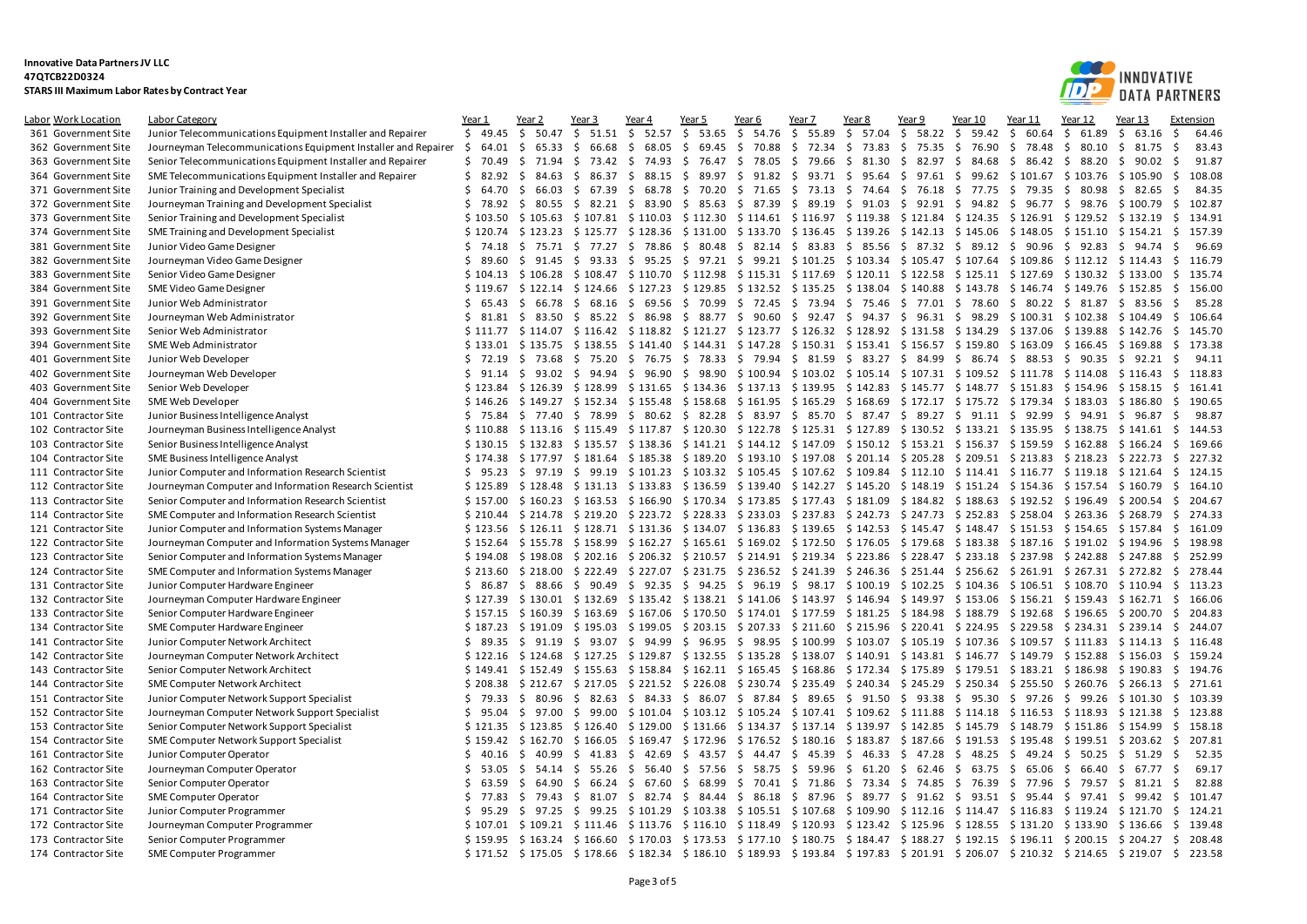**Innovative Data Partners JV LLC**
**47QTCB22D0324**
**STARS III Maximum Labor Rates by Contract Year**

| Labor | Work Location | Labor Category | Year 1 | Year 2 | Year 3 | Year 4 | Year 5 | Year 6 | Year 7 | Year 8 | Year 9 | Year 10 | Year 11 | Year 12 | Year 13 | Extension |
|---|---|---|---|---|---|---|---|---|---|---|---|---|---|---|---|---|
| 361 | Government Site | Junior Telecommunications Equipment Installer and Repairer | $ 49.45 | $ 50.47 | $ 51.51 | $ 52.57 | $ 53.65 | $ 54.76 | $ 55.89 | $ 57.04 | $ 58.22 | $ 59.42 | $ 60.64 | $ 61.89 | $ 63.16 | $ 64.46 |
| 362 | Government Site | Journeyman Telecommunications Equipment Installer and Repairer | $ 64.01 | $ 65.33 | $ 66.68 | $ 68.05 | $ 69.45 | $ 70.88 | $ 72.34 | $ 73.83 | $ 75.35 | $ 76.90 | $ 78.48 | $ 80.10 | $ 81.75 | $ 83.43 |
| 363 | Government Site | Senior Telecommunications Equipment Installer and Repairer | $ 70.49 | $ 71.94 | $ 73.42 | $ 74.93 | $ 76.47 | $ 78.05 | $ 79.66 | $ 81.30 | $ 82.97 | $ 84.68 | $ 86.42 | $ 88.20 | $ 90.02 | $ 91.87 |
| 364 | Government Site | SME Telecommunications Equipment Installer and Repairer | $ 82.92 | $ 84.63 | $ 86.37 | $ 88.15 | $ 89.97 | $ 91.82 | $ 93.71 | $ 95.64 | $ 97.61 | $ 99.62 | $ 101.67 | $ 103.76 | $ 105.90 | $ 108.08 |
| 371 | Government Site | Junior Training and Development Specialist | $ 64.70 | $ 66.03 | $ 67.39 | $ 68.78 | $ 70.20 | $ 71.65 | $ 73.13 | $ 74.64 | $ 76.18 | $ 77.75 | $ 79.35 | $ 80.98 | $ 82.65 | $ 84.35 |
| 372 | Government Site | Journeyman Training and Development Specialist | $ 78.92 | $ 80.55 | $ 82.21 | $ 83.90 | $ 85.63 | $ 87.39 | $ 89.19 | $ 91.03 | $ 92.91 | $ 94.82 | $ 96.77 | $ 98.76 | $ 100.79 | $ 102.87 |
| 373 | Government Site | Senior Training and Development Specialist | $ 103.50 | $ 105.63 | $ 107.81 | $ 110.03 | $ 112.30 | $ 114.61 | $ 116.97 | $ 119.38 | $ 121.84 | $ 124.35 | $ 126.91 | $ 129.52 | $ 132.19 | $ 134.91 |
| 374 | Government Site | SME Training and Development Specialist | $ 120.74 | $ 123.23 | $ 125.77 | $ 128.36 | $ 131.00 | $ 133.70 | $ 136.45 | $ 139.26 | $ 142.13 | $ 145.06 | $ 148.05 | $ 151.10 | $ 154.21 | $ 157.39 |
| 381 | Government Site | Junior Video Game Designer | $ 74.18 | $ 75.71 | $ 77.27 | $ 78.86 | $ 80.48 | $ 82.14 | $ 83.83 | $ 85.56 | $ 87.32 | $ 89.12 | $ 90.96 | $ 92.83 | $ 94.74 | $ 96.69 |
| 382 | Government Site | Journeyman Video Game Designer | $ 89.60 | $ 91.45 | $ 93.33 | $ 95.25 | $ 97.21 | $ 99.21 | $ 101.25 | $ 103.34 | $ 105.47 | $ 107.64 | $ 109.86 | $ 112.12 | $ 114.43 | $ 116.79 |
| 383 | Government Site | Senior Video Game Designer | $ 104.13 | $ 106.28 | $ 108.47 | $ 110.70 | $ 112.98 | $ 115.31 | $ 117.69 | $ 120.11 | $ 122.58 | $ 125.11 | $ 127.69 | $ 130.32 | $ 133.00 | $ 135.74 |
| 384 | Government Site | SME Video Game Designer | $ 119.67 | $ 122.14 | $ 124.66 | $ 127.23 | $ 129.85 | $ 132.52 | $ 135.25 | $ 138.04 | $ 140.88 | $ 143.78 | $ 146.74 | $ 149.76 | $ 152.85 | $ 156.00 |
| 391 | Government Site | Junior Web Administrator | $ 65.43 | $ 66.78 | $ 68.16 | $ 69.56 | $ 70.99 | $ 72.45 | $ 73.94 | $ 75.46 | $ 77.01 | $ 78.60 | $ 80.22 | $ 81.87 | $ 83.56 | $ 85.28 |
| 392 | Government Site | Journeyman Web Administrator | $ 81.81 | $ 83.50 | $ 85.22 | $ 86.98 | $ 88.77 | $ 90.60 | $ 92.47 | $ 94.37 | $ 96.31 | $ 98.29 | $ 100.31 | $ 102.38 | $ 104.49 | $ 106.64 |
| 393 | Government Site | Senior Web Administrator | $ 111.77 | $ 114.07 | $ 116.42 | $ 118.82 | $ 121.27 | $ 123.77 | $ 126.32 | $ 128.92 | $ 131.58 | $ 134.29 | $ 137.06 | $ 139.88 | $ 142.76 | $ 145.70 |
| 394 | Government Site | SME Web Administrator | $ 133.01 | $ 135.75 | $ 138.55 | $ 141.40 | $ 144.31 | $ 147.28 | $ 150.31 | $ 153.41 | $ 156.57 | $ 159.80 | $ 163.09 | $ 166.45 | $ 169.88 | $ 173.38 |
| 401 | Government Site | Junior Web Developer | $ 72.19 | $ 73.68 | $ 75.20 | $ 76.75 | $ 78.33 | $ 79.94 | $ 81.59 | $ 83.27 | $ 84.99 | $ 86.74 | $ 88.53 | $ 90.35 | $ 92.21 | $ 94.11 |
| 402 | Government Site | Journeyman Web Developer | $ 91.14 | $ 93.02 | $ 94.94 | $ 96.90 | $ 98.90 | $ 100.94 | $ 103.02 | $ 105.14 | $ 107.31 | $ 109.52 | $ 111.78 | $ 114.08 | $ 116.43 | $ 118.83 |
| 403 | Government Site | Senior Web Developer | $ 123.84 | $ 126.39 | $ 128.99 | $ 131.65 | $ 134.36 | $ 137.13 | $ 139.95 | $ 142.83 | $ 145.77 | $ 148.77 | $ 151.83 | $ 154.96 | $ 158.15 | $ 161.41 |
| 404 | Government Site | SME Web Developer | $ 146.26 | $ 149.27 | $ 152.34 | $ 155.48 | $ 158.68 | $ 161.95 | $ 165.29 | $ 168.69 | $ 172.17 | $ 175.72 | $ 179.34 | $ 183.03 | $ 186.80 | $ 190.65 |
| 101 | Contractor Site | Junior Business Intelligence Analyst | $ 75.84 | $ 77.40 | $ 78.99 | $ 80.62 | $ 82.28 | $ 83.97 | $ 85.70 | $ 87.47 | $ 89.27 | $ 91.11 | $ 92.99 | $ 94.91 | $ 96.87 | $ 98.87 |
| 102 | Contractor Site | Journeyman Business Intelligence Analyst | $ 110.88 | $ 113.16 | $ 115.49 | $ 117.87 | $ 120.30 | $ 122.78 | $ 125.31 | $ 127.89 | $ 130.52 | $ 133.21 | $ 135.95 | $ 138.75 | $ 141.61 | $ 144.53 |
| 103 | Contractor Site | Senior Business Intelligence Analyst | $ 130.15 | $ 132.83 | $ 135.57 | $ 138.36 | $ 141.21 | $ 144.12 | $ 147.09 | $ 150.12 | $ 153.21 | $ 156.37 | $ 159.59 | $ 162.88 | $ 166.24 | $ 169.66 |
| 104 | Contractor Site | SME Business Intelligence Analyst | $ 174.38 | $ 177.97 | $ 181.64 | $ 185.38 | $ 189.20 | $ 193.10 | $ 197.08 | $ 201.14 | $ 205.28 | $ 209.51 | $ 213.83 | $ 218.23 | $ 222.73 | $ 227.32 |
| 111 | Contractor Site | Junior Computer and Information Research Scientist | $ 95.23 | $ 97.19 | $ 99.19 | $ 101.23 | $ 103.32 | $ 105.45 | $ 107.62 | $ 109.84 | $ 112.10 | $ 114.41 | $ 116.77 | $ 119.18 | $ 121.64 | $ 124.15 |
| 112 | Contractor Site | Journeyman Computer and Information Research Scientist | $ 125.89 | $ 128.48 | $ 131.13 | $ 133.83 | $ 136.59 | $ 139.40 | $ 142.27 | $ 145.20 | $ 148.19 | $ 151.24 | $ 154.36 | $ 157.54 | $ 160.79 | $ 164.10 |
| 113 | Contractor Site | Senior Computer and Information Research Scientist | $ 157.00 | $ 160.23 | $ 163.53 | $ 166.90 | $ 170.34 | $ 173.85 | $ 177.43 | $ 181.09 | $ 184.82 | $ 188.63 | $ 192.52 | $ 196.49 | $ 200.54 | $ 204.67 |
| 114 | Contractor Site | SME Computer and Information Research Scientist | $ 210.44 | $ 214.78 | $ 219.20 | $ 223.72 | $ 228.33 | $ 233.03 | $ 237.83 | $ 242.73 | $ 247.73 | $ 252.83 | $ 258.04 | $ 263.36 | $ 268.79 | $ 274.33 |
| 121 | Contractor Site | Junior Computer and Information Systems Manager | $ 123.56 | $ 126.11 | $ 128.71 | $ 131.36 | $ 134.07 | $ 136.83 | $ 139.65 | $ 142.53 | $ 145.47 | $ 148.47 | $ 151.53 | $ 154.65 | $ 157.84 | $ 161.09 |
| 122 | Contractor Site | Journeyman Computer and Information Systems Manager | $ 152.64 | $ 155.78 | $ 158.99 | $ 162.27 | $ 165.61 | $ 169.02 | $ 172.50 | $ 176.05 | $ 179.68 | $ 183.38 | $ 187.16 | $ 191.02 | $ 194.96 | $ 198.98 |
| 123 | Contractor Site | Senior Computer and Information Systems Manager | $ 194.08 | $ 198.08 | $ 202.16 | $ 206.32 | $ 210.57 | $ 214.91 | $ 219.34 | $ 223.86 | $ 228.47 | $ 233.18 | $ 237.98 | $ 242.88 | $ 247.88 | $ 252.99 |
| 124 | Contractor Site | SME Computer and Information Systems Manager | $ 213.60 | $ 218.00 | $ 222.49 | $ 227.07 | $ 231.75 | $ 236.52 | $ 241.39 | $ 246.36 | $ 251.44 | $ 256.62 | $ 261.91 | $ 267.31 | $ 272.82 | $ 278.44 |
| 131 | Contractor Site | Junior Computer Hardware Engineer | $ 86.87 | $ 88.66 | $ 90.49 | $ 92.35 | $ 94.25 | $ 96.19 | $ 98.17 | $ 100.19 | $ 102.25 | $ 104.36 | $ 106.51 | $ 108.70 | $ 110.94 | $ 113.23 |
| 132 | Contractor Site | Journeyman Computer Hardware Engineer | $ 127.39 | $ 130.01 | $ 132.69 | $ 135.42 | $ 138.21 | $ 141.06 | $ 143.97 | $ 146.94 | $ 149.97 | $ 153.06 | $ 156.21 | $ 159.43 | $ 162.71 | $ 166.06 |
| 133 | Contractor Site | Senior Computer Hardware Engineer | $ 157.15 | $ 160.39 | $ 163.69 | $ 167.06 | $ 170.50 | $ 174.01 | $ 177.59 | $ 181.25 | $ 184.98 | $ 188.79 | $ 192.68 | $ 196.65 | $ 200.70 | $ 204.83 |
| 134 | Contractor Site | SME Computer Hardware Engineer | $ 187.23 | $ 191.09 | $ 195.03 | $ 199.05 | $ 203.15 | $ 207.33 | $ 211.60 | $ 215.96 | $ 220.41 | $ 224.95 | $ 229.58 | $ 234.31 | $ 239.14 | $ 244.07 |
| 141 | Contractor Site | Junior Computer Network Architect | $ 89.35 | $ 91.19 | $ 93.07 | $ 94.99 | $ 96.95 | $ 98.95 | $ 100.99 | $ 103.07 | $ 105.19 | $ 107.36 | $ 109.57 | $ 111.83 | $ 114.13 | $ 116.48 |
| 142 | Contractor Site | Journeyman Computer Network Architect | $ 122.16 | $ 124.68 | $ 127.25 | $ 129.87 | $ 132.55 | $ 135.28 | $ 138.07 | $ 140.91 | $ 143.81 | $ 146.77 | $ 149.79 | $ 152.88 | $ 156.03 | $ 159.24 |
| 143 | Contractor Site | Senior Computer Network Architect | $ 149.41 | $ 152.49 | $ 155.63 | $ 158.84 | $ 162.11 | $ 165.45 | $ 168.86 | $ 172.34 | $ 175.89 | $ 179.51 | $ 183.21 | $ 186.98 | $ 190.83 | $ 194.76 |
| 144 | Contractor Site | SME Computer Network Architect | $ 208.38 | $ 212.67 | $ 217.05 | $ 221.52 | $ 226.08 | $ 230.74 | $ 235.49 | $ 240.34 | $ 245.29 | $ 250.34 | $ 255.50 | $ 260.76 | $ 266.13 | $ 271.61 |
| 151 | Contractor Site | Junior Computer Network Support Specialist | $ 79.33 | $ 80.96 | $ 82.63 | $ 84.33 | $ 86.07 | $ 87.84 | $ 89.65 | $ 91.50 | $ 93.38 | $ 95.30 | $ 97.26 | $ 99.26 | $ 101.30 | $ 103.39 |
| 152 | Contractor Site | Journeyman Computer Network Support Specialist | $ 95.04 | $ 97.00 | $ 99.00 | $ 101.04 | $ 103.12 | $ 105.24 | $ 107.41 | $ 109.62 | $ 111.88 | $ 114.18 | $ 116.53 | $ 118.93 | $ 121.38 | $ 123.88 |
| 153 | Contractor Site | Senior Computer Network Support Specialist | $ 121.35 | $ 123.85 | $ 126.40 | $ 129.00 | $ 131.66 | $ 134.37 | $ 137.14 | $ 139.97 | $ 142.85 | $ 145.79 | $ 148.79 | $ 151.86 | $ 154.99 | $ 158.18 |
| 154 | Contractor Site | SME Computer Network Support Specialist | $ 159.42 | $ 162.70 | $ 166.05 | $ 169.47 | $ 172.96 | $ 176.52 | $ 180.16 | $ 183.87 | $ 187.66 | $ 191.53 | $ 195.48 | $ 199.51 | $ 203.62 | $ 207.81 |
| 161 | Contractor Site | Junior Computer Operator | $ 40.16 | $ 40.99 | $ 41.83 | $ 42.69 | $ 43.57 | $ 44.47 | $ 45.39 | $ 46.33 | $ 47.28 | $ 48.25 | $ 49.24 | $ 50.25 | $ 51.29 | $ 52.35 |
| 162 | Contractor Site | Journeyman Computer Operator | $ 53.05 | $ 54.14 | $ 55.26 | $ 56.40 | $ 57.56 | $ 58.75 | $ 59.96 | $ 61.20 | $ 62.46 | $ 63.75 | $ 65.06 | $ 66.40 | $ 67.77 | $ 69.17 |
| 163 | Contractor Site | Senior Computer Operator | $ 63.59 | $ 64.90 | $ 66.24 | $ 67.60 | $ 68.99 | $ 70.41 | $ 71.86 | $ 73.34 | $ 74.85 | $ 76.39 | $ 77.96 | $ 79.57 | $ 81.21 | $ 82.88 |
| 164 | Contractor Site | SME Computer Operator | $ 77.83 | $ 79.43 | $ 81.07 | $ 82.74 | $ 84.44 | $ 86.18 | $ 87.96 | $ 89.77 | $ 91.62 | $ 93.51 | $ 95.44 | $ 97.41 | $ 99.42 | $ 101.47 |
| 171 | Contractor Site | Junior Computer Programmer | $ 95.29 | $ 97.25 | $ 99.25 | $ 101.29 | $ 103.38 | $ 105.51 | $ 107.68 | $ 109.90 | $ 112.16 | $ 114.47 | $ 116.83 | $ 119.24 | $ 121.70 | $ 124.21 |
| 172 | Contractor Site | Journeyman Computer Programmer | $ 107.01 | $ 109.21 | $ 111.46 | $ 113.76 | $ 116.10 | $ 118.49 | $ 120.93 | $ 123.42 | $ 125.96 | $ 128.55 | $ 131.20 | $ 133.90 | $ 136.66 | $ 139.48 |
| 173 | Contractor Site | Senior Computer Programmer | $ 159.95 | $ 163.24 | $ 166.60 | $ 170.03 | $ 173.53 | $ 177.10 | $ 180.75 | $ 184.47 | $ 188.27 | $ 192.15 | $ 196.11 | $ 200.15 | $ 204.27 | $ 208.48 |
| 174 | Contractor Site | SME Computer Programmer | $ 171.52 | $ 175.05 | $ 178.66 | $ 182.34 | $ 186.10 | $ 189.93 | $ 193.84 | $ 197.83 | $ 201.91 | $ 206.07 | $ 210.32 | $ 214.65 | $ 219.07 | $ 223.58 |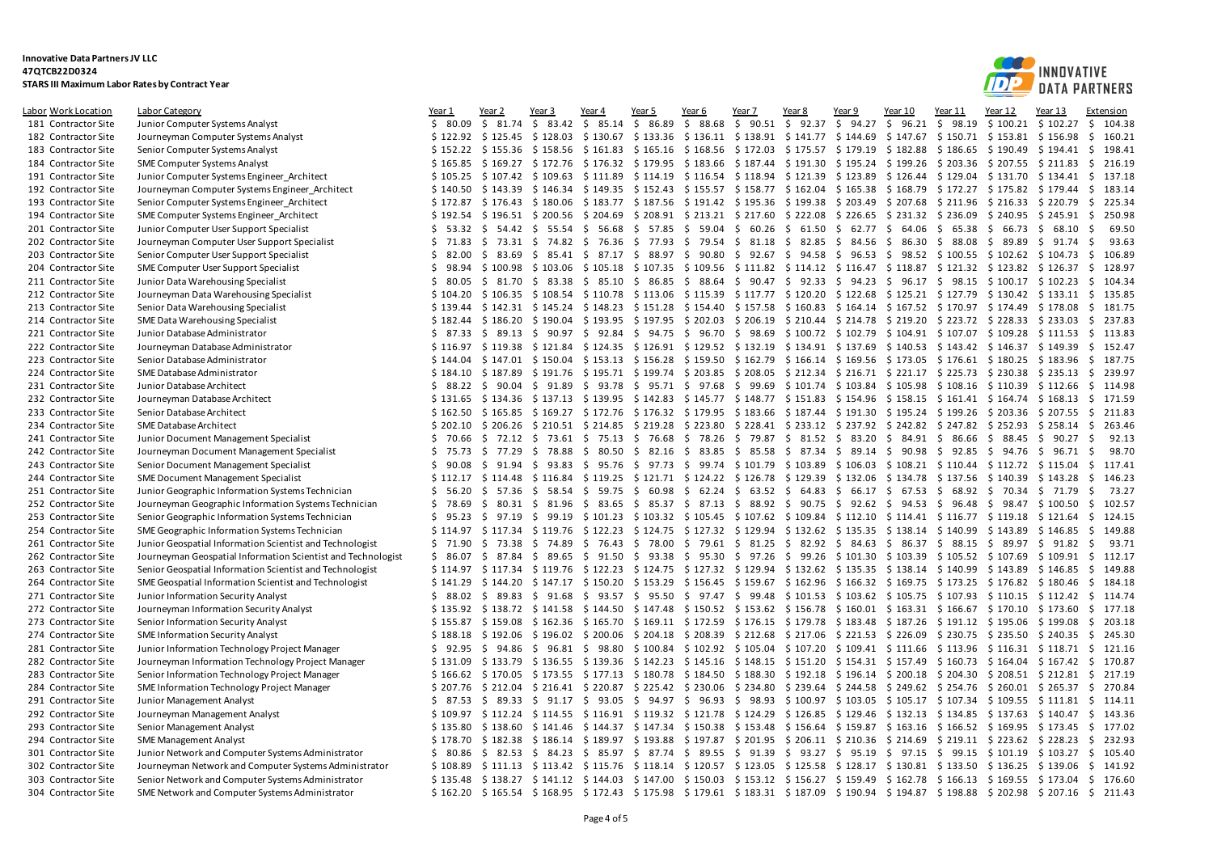**Innovative Data Partners JV LLC**
**47QTCB22D0324**
**STARS III Maximum Labor Rates by Contract Year**

| Labor | Work Location | Labor Category | Year 1 | Year 2 | Year 3 | Year 4 | Year 5 | Year 6 | Year 7 | Year 8 | Year 9 | Year 10 | Year 11 | Year 12 | Year 13 | Extension |
|---|---|---|---|---|---|---|---|---|---|---|---|---|---|---|---|---|
| 181 | Contractor Site | Junior Computer Systems Analyst | $ 80.09 | $ 81.74 | $ 83.42 | $ 85.14 | $ 86.89 | $ 88.68 | $ 90.51 | $ 92.37 | $ 94.27 | $ 96.21 | $ 98.19 | $ 100.21 | $ 102.27 | $ 104.38 |
| 182 | Contractor Site | Journeyman Computer Systems Analyst | $ 122.92 | $ 125.45 | $ 128.03 | $ 130.67 | $ 133.36 | $ 136.11 | $ 138.91 | $ 141.77 | $ 144.69 | $ 147.67 | $ 150.71 | $ 153.81 | $ 156.98 | $ 160.21 |
| 183 | Contractor Site | Senior Computer Systems Analyst | $ 152.22 | $ 155.36 | $ 158.56 | $ 161.83 | $ 165.16 | $ 168.56 | $ 172.03 | $ 175.57 | $ 179.19 | $ 182.88 | $ 186.65 | $ 190.49 | $ 194.41 | $ 198.41 |
| 184 | Contractor Site | SME Computer Systems Analyst | $ 165.85 | $ 169.27 | $ 172.76 | $ 176.32 | $ 179.95 | $ 183.66 | $ 187.44 | $ 191.30 | $ 195.24 | $ 199.26 | $ 203.36 | $ 207.55 | $ 211.83 | $ 216.19 |
| 191 | Contractor Site | Junior Computer Systems Engineer_Architect | $ 105.25 | $ 107.42 | $ 109.63 | $ 111.89 | $ 114.19 | $ 116.54 | $ 118.94 | $ 121.39 | $ 123.89 | $ 126.44 | $ 129.04 | $ 131.70 | $ 134.41 | $ 137.18 |
| 192 | Contractor Site | Journeyman Computer Systems Engineer_Architect | $ 140.50 | $ 143.39 | $ 146.34 | $ 149.35 | $ 152.43 | $ 155.57 | $ 158.77 | $ 162.04 | $ 165.38 | $ 168.79 | $ 172.27 | $ 175.82 | $ 179.44 | $ 183.14 |
| 193 | Contractor Site | Senior Computer Systems Engineer_Architect | $ 172.87 | $ 176.43 | $ 180.06 | $ 183.77 | $ 187.56 | $ 191.42 | $ 195.36 | $ 199.38 | $ 203.49 | $ 207.68 | $ 211.96 | $ 216.33 | $ 220.79 | $ 225.34 |
| 194 | Contractor Site | SME Computer Systems Engineer_Architect | $ 192.54 | $ 196.51 | $ 200.56 | $ 204.69 | $ 208.91 | $ 213.21 | $ 217.60 | $ 222.08 | $ 226.65 | $ 231.32 | $ 236.09 | $ 240.95 | $ 245.91 | $ 250.98 |
| 201 | Contractor Site | Junior Computer User Support Specialist | $ 53.32 | $ 54.42 | $ 55.54 | $ 56.68 | $ 57.85 | $ 59.04 | $ 60.26 | $ 61.50 | $ 62.77 | $ 64.06 | $ 65.38 | $ 66.73 | $ 68.10 | $ 69.50 |
| 202 | Contractor Site | Journeyman Computer User Support Specialist | $ 71.83 | $ 73.31 | $ 74.82 | $ 76.36 | $ 77.93 | $ 79.54 | $ 81.18 | $ 82.85 | $ 84.56 | $ 86.30 | $ 88.08 | $ 89.89 | $ 91.74 | $ 93.63 |
| 203 | Contractor Site | Senior Computer User Support Specialist | $ 82.00 | $ 83.69 | $ 85.41 | $ 87.17 | $ 88.97 | $ 90.80 | $ 92.67 | $ 94.58 | $ 96.53 | $ 98.52 | $ 100.55 | $ 102.62 | $ 104.73 | $ 106.89 |
| 204 | Contractor Site | SME Computer User Support Specialist | $ 98.94 | $ 100.98 | $ 103.06 | $ 105.18 | $ 107.35 | $ 109.56 | $ 111.82 | $ 114.12 | $ 116.47 | $ 118.87 | $ 121.32 | $ 123.82 | $ 126.37 | $ 128.97 |
| 211 | Contractor Site | Junior Data Warehousing Specialist | $ 80.05 | $ 81.70 | $ 83.38 | $ 85.10 | $ 86.85 | $ 88.64 | $ 90.47 | $ 92.33 | $ 94.23 | $ 96.17 | $ 98.15 | $ 100.17 | $ 102.23 | $ 104.34 |
| 212 | Contractor Site | Journeyman Data Warehousing Specialist | $ 104.20 | $ 106.35 | $ 108.54 | $ 110.78 | $ 113.06 | $ 115.39 | $ 117.77 | $ 120.20 | $ 122.68 | $ 125.21 | $ 127.79 | $ 130.42 | $ 133.11 | $ 135.85 |
| 213 | Contractor Site | Senior Data Warehousing Specialist | $ 139.44 | $ 142.31 | $ 145.24 | $ 148.23 | $ 151.28 | $ 154.40 | $ 157.58 | $ 160.83 | $ 164.14 | $ 167.52 | $ 170.97 | $ 174.49 | $ 178.08 | $ 181.75 |
| 214 | Contractor Site | SME Data Warehousing Specialist | $ 182.44 | $ 186.20 | $ 190.04 | $ 193.95 | $ 197.95 | $ 202.03 | $ 206.19 | $ 210.44 | $ 214.78 | $ 219.20 | $ 223.72 | $ 228.33 | $ 233.03 | $ 237.83 |
| 221 | Contractor Site | Junior Database Administrator | $ 87.33 | $ 89.13 | $ 90.97 | $ 92.84 | $ 94.75 | $ 96.70 | $ 98.69 | $ 100.72 | $ 102.79 | $ 104.91 | $ 107.07 | $ 109.28 | $ 111.53 | $ 113.83 |
| 222 | Contractor Site | Journeyman Database Administrator | $ 116.97 | $ 119.38 | $ 121.84 | $ 124.35 | $ 126.91 | $ 129.52 | $ 132.19 | $ 134.91 | $ 137.69 | $ 140.53 | $ 143.42 | $ 146.37 | $ 149.39 | $ 152.47 |
| 223 | Contractor Site | Senior Database Administrator | $ 144.04 | $ 147.01 | $ 150.04 | $ 153.13 | $ 156.28 | $ 159.50 | $ 162.79 | $ 166.14 | $ 169.56 | $ 173.05 | $ 176.61 | $ 180.25 | $ 183.96 | $ 187.75 |
| 224 | Contractor Site | SME Database Administrator | $ 184.10 | $ 187.89 | $ 191.76 | $ 195.71 | $ 199.74 | $ 203.85 | $ 208.05 | $ 212.34 | $ 216.71 | $ 221.17 | $ 225.73 | $ 230.38 | $ 235.13 | $ 239.97 |
| 231 | Contractor Site | Junior Database Architect | $ 88.22 | $ 90.04 | $ 91.89 | $ 93.78 | $ 95.71 | $ 97.68 | $ 99.69 | $ 101.74 | $ 103.84 | $ 105.98 | $ 108.16 | $ 110.39 | $ 112.66 | $ 114.98 |
| 232 | Contractor Site | Journeyman Database Architect | $ 131.65 | $ 134.36 | $ 137.13 | $ 139.95 | $ 142.83 | $ 145.77 | $ 148.77 | $ 151.83 | $ 154.96 | $ 158.15 | $ 161.41 | $ 164.74 | $ 168.13 | $ 171.59 |
| 233 | Contractor Site | Senior Database Architect | $ 162.50 | $ 165.85 | $ 169.27 | $ 172.76 | $ 176.32 | $ 179.95 | $ 183.66 | $ 187.44 | $ 191.30 | $ 195.24 | $ 199.26 | $ 203.36 | $ 207.55 | $ 211.83 |
| 234 | Contractor Site | SME Database Architect | $ 202.10 | $ 206.26 | $ 210.51 | $ 214.85 | $ 219.28 | $ 223.80 | $ 228.41 | $ 233.12 | $ 237.92 | $ 242.82 | $ 247.82 | $ 252.93 | $ 258.14 | $ 263.46 |
| 241 | Contractor Site | Junior Document Management Specialist | $ 70.66 | $ 72.12 | $ 73.61 | $ 75.13 | $ 76.68 | $ 78.26 | $ 79.87 | $ 81.52 | $ 83.20 | $ 84.91 | $ 86.66 | $ 88.45 | $ 90.27 | $ 92.13 |
| 242 | Contractor Site | Journeyman Document Management Specialist | $ 75.73 | $ 77.29 | $ 78.88 | $ 80.50 | $ 82.16 | $ 83.85 | $ 85.58 | $ 87.34 | $ 89.14 | $ 90.98 | $ 92.85 | $ 94.76 | $ 96.71 | $ 98.70 |
| 243 | Contractor Site | Senior Document Management Specialist | $ 90.08 | $ 91.94 | $ 93.83 | $ 95.76 | $ 97.73 | $ 99.74 | $ 101.79 | $ 103.89 | $ 106.03 | $ 108.21 | $ 110.44 | $ 112.72 | $ 115.04 | $ 117.41 |
| 244 | Contractor Site | SME Document Management Specialist | $ 112.17 | $ 114.48 | $ 116.84 | $ 119.25 | $ 121.71 | $ 124.22 | $ 126.78 | $ 129.39 | $ 132.06 | $ 134.78 | $ 137.56 | $ 140.39 | $ 143.28 | $ 146.23 |
| 251 | Contractor Site | Junior Geographic Information Systems Technician | $ 56.20 | $ 57.36 | $ 58.54 | $ 59.75 | $ 60.98 | $ 62.24 | $ 63.52 | $ 64.83 | $ 66.17 | $ 67.53 | $ 68.92 | $ 70.34 | $ 71.79 | $ 73.27 |
| 252 | Contractor Site | Journeyman Geographic Information Systems Technician | $ 78.69 | $ 80.31 | $ 81.96 | $ 83.65 | $ 85.37 | $ 87.13 | $ 88.92 | $ 90.75 | $ 92.62 | $ 94.53 | $ 96.48 | $ 98.47 | $ 100.50 | $ 102.57 |
| 253 | Contractor Site | Senior Geographic Information Systems Technician | $ 95.23 | $ 97.19 | $ 99.19 | $ 101.23 | $ 103.32 | $ 105.45 | $ 107.62 | $ 109.84 | $ 112.10 | $ 114.41 | $ 116.77 | $ 119.18 | $ 121.64 | $ 124.15 |
| 254 | Contractor Site | SME Geographic Information Systems Technician | $ 114.97 | $ 117.34 | $ 119.76 | $ 122.23 | $ 124.75 | $ 127.32 | $ 129.94 | $ 132.62 | $ 135.35 | $ 138.14 | $ 140.99 | $ 143.89 | $ 146.85 | $ 149.88 |
| 261 | Contractor Site | Junior Geospatial Information Scientist and Technologist | $ 71.90 | $ 73.38 | $ 74.89 | $ 76.43 | $ 78.00 | $ 79.61 | $ 81.25 | $ 82.92 | $ 84.63 | $ 86.37 | $ 88.15 | $ 89.97 | $ 91.82 | $ 93.71 |
| 262 | Contractor Site | Journeyman Geospatial Information Scientist and Technologist | $ 86.07 | $ 87.84 | $ 89.65 | $ 91.50 | $ 93.38 | $ 95.30 | $ 97.26 | $ 99.26 | $ 101.30 | $ 103.39 | $ 105.52 | $ 107.69 | $ 109.91 | $ 112.17 |
| 263 | Contractor Site | Senior Geospatial Information Scientist and Technologist | $ 114.97 | $ 117.34 | $ 119.76 | $ 122.23 | $ 124.75 | $ 127.32 | $ 129.94 | $ 132.62 | $ 135.35 | $ 138.14 | $ 140.99 | $ 143.89 | $ 146.85 | $ 149.88 |
| 264 | Contractor Site | SME Geospatial Information Scientist and Technologist | $ 141.29 | $ 144.20 | $ 147.17 | $ 150.20 | $ 153.29 | $ 156.45 | $ 159.67 | $ 162.96 | $ 166.32 | $ 169.75 | $ 173.25 | $ 176.82 | $ 180.46 | $ 184.18 |
| 271 | Contractor Site | Junior Information Security Analyst | $ 88.02 | $ 89.83 | $ 91.68 | $ 93.57 | $ 95.50 | $ 97.47 | $ 99.48 | $ 101.53 | $ 103.62 | $ 105.75 | $ 107.93 | $ 110.15 | $ 112.42 | $ 114.74 |
| 272 | Contractor Site | Journeyman Information Security Analyst | $ 135.92 | $ 138.72 | $ 141.58 | $ 144.50 | $ 147.48 | $ 150.52 | $ 153.62 | $ 156.78 | $ 160.01 | $ 163.31 | $ 166.67 | $ 170.10 | $ 173.60 | $ 177.18 |
| 273 | Contractor Site | Senior Information Security Analyst | $ 155.87 | $ 159.08 | $ 162.36 | $ 165.70 | $ 169.11 | $ 172.59 | $ 176.15 | $ 179.78 | $ 183.48 | $ 187.26 | $ 191.12 | $ 195.06 | $ 199.08 | $ 203.18 |
| 274 | Contractor Site | SME Information Security Analyst | $ 188.18 | $ 192.06 | $ 196.02 | $ 200.06 | $ 204.18 | $ 208.39 | $ 212.68 | $ 217.06 | $ 221.53 | $ 226.09 | $ 230.75 | $ 235.50 | $ 240.35 | $ 245.30 |
| 281 | Contractor Site | Junior Information Technology Project Manager | $ 92.95 | $ 94.86 | $ 96.81 | $ 98.80 | $ 100.84 | $ 102.92 | $ 105.04 | $ 107.20 | $ 109.41 | $ 111.66 | $ 113.96 | $ 116.31 | $ 118.71 | $ 121.16 |
| 282 | Contractor Site | Journeyman Information Technology Project Manager | $ 131.09 | $ 133.79 | $ 136.55 | $ 139.36 | $ 142.23 | $ 145.16 | $ 148.15 | $ 151.20 | $ 154.31 | $ 157.49 | $ 160.73 | $ 164.04 | $ 167.42 | $ 170.87 |
| 283 | Contractor Site | Senior Information Technology Project Manager | $ 166.62 | $ 170.05 | $ 173.55 | $ 177.13 | $ 180.78 | $ 184.50 | $ 188.30 | $ 192.18 | $ 196.14 | $ 200.18 | $ 204.30 | $ 208.51 | $ 212.81 | $ 217.19 |
| 284 | Contractor Site | SME Information Technology Project Manager | $ 207.76 | $ 212.04 | $ 216.41 | $ 220.87 | $ 225.42 | $ 230.06 | $ 234.80 | $ 239.64 | $ 244.58 | $ 249.62 | $ 254.76 | $ 260.01 | $ 265.37 | $ 270.84 |
| 291 | Contractor Site | Junior Management Analyst | $ 87.53 | $ 89.33 | $ 91.17 | $ 93.05 | $ 94.97 | $ 96.93 | $ 98.93 | $ 100.97 | $ 103.05 | $ 105.17 | $ 107.34 | $ 109.55 | $ 111.81 | $ 114.11 |
| 292 | Contractor Site | Journeyman Management Analyst | $ 109.97 | $ 112.24 | $ 114.55 | $ 116.91 | $ 119.32 | $ 121.78 | $ 124.29 | $ 126.85 | $ 129.46 | $ 132.13 | $ 134.85 | $ 137.63 | $ 140.47 | $ 143.36 |
| 293 | Contractor Site | Senior Management Analyst | $ 135.80 | $ 138.60 | $ 141.46 | $ 144.37 | $ 147.34 | $ 150.38 | $ 153.48 | $ 156.64 | $ 159.87 | $ 163.16 | $ 166.52 | $ 169.95 | $ 173.45 | $ 177.02 |
| 294 | Contractor Site | SME Management Analyst | $ 178.70 | $ 182.38 | $ 186.14 | $ 189.97 | $ 193.88 | $ 197.87 | $ 201.95 | $ 206.11 | $ 210.36 | $ 214.69 | $ 219.11 | $ 223.62 | $ 228.23 | $ 232.93 |
| 301 | Contractor Site | Junior Network and Computer Systems Administrator | $ 80.86 | $ 82.53 | $ 84.23 | $ 85.97 | $ 87.74 | $ 89.55 | $ 91.39 | $ 93.27 | $ 95.19 | $ 97.15 | $ 99.15 | $ 101.19 | $ 103.27 | $ 105.40 |
| 302 | Contractor Site | Journeyman Network and Computer Systems Administrator | $ 108.89 | $ 111.13 | $ 113.42 | $ 115.76 | $ 118.14 | $ 120.57 | $ 123.05 | $ 125.58 | $ 128.17 | $ 130.81 | $ 133.50 | $ 136.25 | $ 139.06 | $ 141.92 |
| 303 | Contractor Site | Senior Network and Computer Systems Administrator | $ 135.48 | $ 138.27 | $ 141.12 | $ 144.03 | $ 147.00 | $ 150.03 | $ 153.12 | $ 156.27 | $ 159.49 | $ 162.78 | $ 166.13 | $ 169.55 | $ 173.04 | $ 176.60 |
| 304 | Contractor Site | SME Network and Computer Systems Administrator | $ 162.20 | $ 165.54 | $ 168.95 | $ 172.43 | $ 175.98 | $ 179.61 | $ 183.31 | $ 187.09 | $ 190.94 | $ 194.87 | $ 198.88 | $ 202.98 | $ 207.16 | $ 211.43 |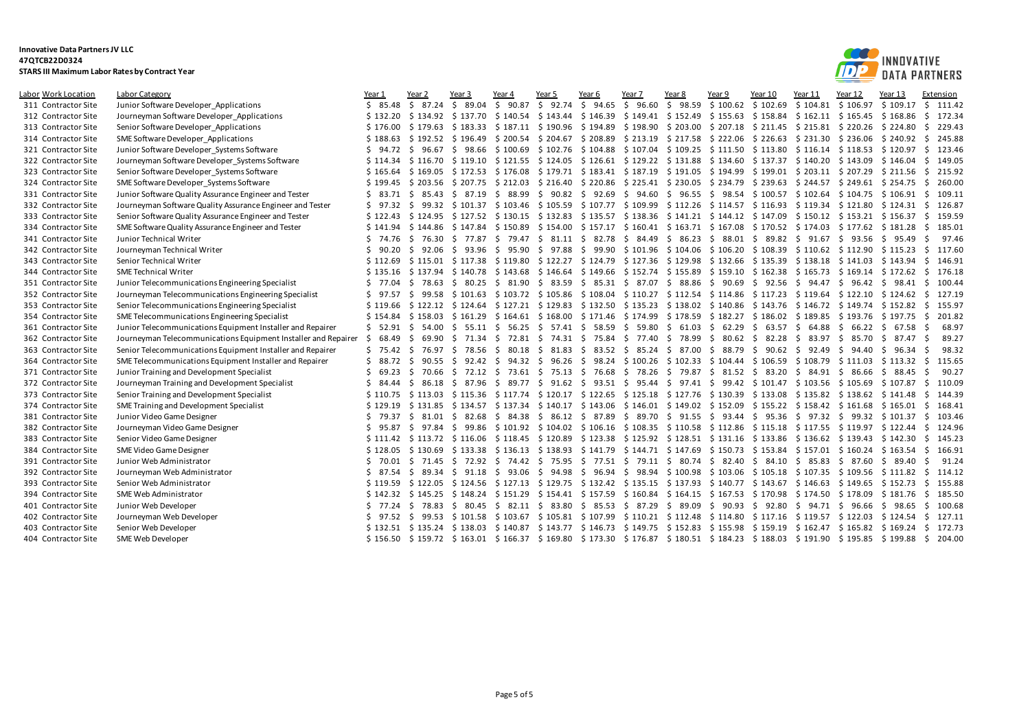**Innovative Data Partners JV LLC**
**47QTCB22D0324**
**STARS III Maximum Labor Rates by Contract Year**

INNOVATIVE DATA PARTNERS

| Labor | Work Location | Labor Category | Year 1 | Year 2 | Year 3 | Year 4 | Year 5 | Year 6 | Year 7 | Year 8 | Year 9 | Year 10 | Year 11 | Year 12 | Year 13 | Extension |
|---|---|---|---|---|---|---|---|---|---|---|---|---|---|---|---|---|
| 311 | Contractor Site | Junior Software Developer_Applications | $ 85.48 | $ 87.24 | $ 89.04 | $ 90.87 | $ 92.74 | $ 94.65 | $ 96.60 | $ 98.59 | $ 100.62 | $ 102.69 | $ 104.81 | $ 106.97 | $ 109.17 | $ 111.42 |
| 312 | Contractor Site | Journeyman Software Developer_Applications | $ 132.20 | $ 134.92 | $ 137.70 | $ 140.54 | $ 143.44 | $ 146.39 | $ 149.41 | $ 152.49 | $ 155.63 | $ 158.84 | $ 162.11 | $ 165.45 | $ 168.86 | $ 172.34 |
| 313 | Contractor Site | Senior Software Developer_Applications | $ 176.00 | $ 179.63 | $ 183.33 | $ 187.11 | $ 190.96 | $ 194.89 | $ 198.90 | $ 203.00 | $ 207.18 | $ 211.45 | $ 215.81 | $ 220.26 | $ 224.80 | $ 229.43 |
| 314 | Contractor Site | SME Software Developer_Applications | $ 188.63 | $ 192.52 | $ 196.49 | $ 200.54 | $ 204.67 | $ 208.89 | $ 213.19 | $ 217.58 | $ 222.06 | $ 226.63 | $ 231.30 | $ 236.06 | $ 240.92 | $ 245.88 |
| 321 | Contractor Site | Junior Software Developer_Systems Software | $ 94.72 | $ 96.67 | $ 98.66 | $ 100.69 | $ 102.76 | $ 104.88 | $ 107.04 | $ 109.25 | $ 111.50 | $ 113.80 | $ 116.14 | $ 118.53 | $ 120.97 | $ 123.46 |
| 322 | Contractor Site | Journeyman Software Developer_Systems Software | $ 114.34 | $ 116.70 | $ 119.10 | $ 121.55 | $ 124.05 | $ 126.61 | $ 129.22 | $ 131.88 | $ 134.60 | $ 137.37 | $ 140.20 | $ 143.09 | $ 146.04 | $ 149.05 |
| 323 | Contractor Site | Senior Software Developer_Systems Software | $ 165.64 | $ 169.05 | $ 172.53 | $ 176.08 | $ 179.71 | $ 183.41 | $ 187.19 | $ 191.05 | $ 194.99 | $ 199.01 | $ 203.11 | $ 207.29 | $ 211.56 | $ 215.92 |
| 324 | Contractor Site | SME Software Developer_Systems Software | $ 199.45 | $ 203.56 | $ 207.75 | $ 212.03 | $ 216.40 | $ 220.86 | $ 225.41 | $ 230.05 | $ 234.79 | $ 239.63 | $ 244.57 | $ 249.61 | $ 254.75 | $ 260.00 |
| 331 | Contractor Site | Junior Software Quality Assurance Engineer and Tester | $ 83.71 | $ 85.43 | $ 87.19 | $ 88.99 | $ 90.82 | $ 92.69 | $ 94.60 | $ 96.55 | $ 98.54 | $ 100.57 | $ 102.64 | $ 104.75 | $ 106.91 | $ 109.11 |
| 332 | Contractor Site | Journeyman Software Quality Assurance Engineer and Tester | $ 97.32 | $ 99.32 | $ 101.37 | $ 103.46 | $ 105.59 | $ 107.77 | $ 109.99 | $ 112.26 | $ 114.57 | $ 116.93 | $ 119.34 | $ 121.80 | $ 124.31 | $ 126.87 |
| 333 | Contractor Site | Senior Software Quality Assurance Engineer and Tester | $ 122.43 | $ 124.95 | $ 127.52 | $ 130.15 | $ 132.83 | $ 135.57 | $ 138.36 | $ 141.21 | $ 144.12 | $ 147.09 | $ 150.12 | $ 153.21 | $ 156.37 | $ 159.59 |
| 334 | Contractor Site | SME Software Quality Assurance Engineer and Tester | $ 141.94 | $ 144.86 | $ 147.84 | $ 150.89 | $ 154.00 | $ 157.17 | $ 160.41 | $ 163.71 | $ 167.08 | $ 170.52 | $ 174.03 | $ 177.62 | $ 181.28 | $ 185.01 |
| 341 | Contractor Site | Junior Technical Writer | $ 74.76 | $ 76.30 | $ 77.87 | $ 79.47 | $ 81.11 | $ 82.78 | $ 84.49 | $ 86.23 | $ 88.01 | $ 89.82 | $ 91.67 | $ 93.56 | $ 95.49 | $ 97.46 |
| 342 | Contractor Site | Journeyman Technical Writer | $ 90.20 | $ 92.06 | $ 93.96 | $ 95.90 | $ 97.88 | $ 99.90 | $ 101.96 | $ 104.06 | $ 106.20 | $ 108.39 | $ 110.62 | $ 112.90 | $ 115.23 | $ 117.60 |
| 343 | Contractor Site | Senior Technical Writer | $ 112.69 | $ 115.01 | $ 117.38 | $ 119.80 | $ 122.27 | $ 124.79 | $ 127.36 | $ 129.98 | $ 132.66 | $ 135.39 | $ 138.18 | $ 141.03 | $ 143.94 | $ 146.91 |
| 344 | Contractor Site | SME Technical Writer | $ 135.16 | $ 137.94 | $ 140.78 | $ 143.68 | $ 146.64 | $ 149.66 | $ 152.74 | $ 155.89 | $ 159.10 | $ 162.38 | $ 165.73 | $ 169.14 | $ 172.62 | $ 176.18 |
| 351 | Contractor Site | Junior Telecommunications Engineering Specialist | $ 77.04 | $ 78.63 | $ 80.25 | $ 81.90 | $ 83.59 | $ 85.31 | $ 87.07 | $ 88.86 | $ 90.69 | $ 92.56 | $ 94.47 | $ 96.42 | $ 98.41 | $ 100.44 |
| 352 | Contractor Site | Journeyman Telecommunications Engineering Specialist | $ 97.57 | $ 99.58 | $ 101.63 | $ 103.72 | $ 105.86 | $ 108.04 | $ 110.27 | $ 112.54 | $ 114.86 | $ 117.23 | $ 119.64 | $ 122.10 | $ 124.62 | $ 127.19 |
| 353 | Contractor Site | Senior Telecommunications Engineering Specialist | $ 119.66 | $ 122.12 | $ 124.64 | $ 127.21 | $ 129.83 | $ 132.50 | $ 135.23 | $ 138.02 | $ 140.86 | $ 143.76 | $ 146.72 | $ 149.74 | $ 152.82 | $ 155.97 |
| 354 | Contractor Site | SME Telecommunications Engineering Specialist | $ 154.84 | $ 158.03 | $ 161.29 | $ 164.61 | $ 168.00 | $ 171.46 | $ 174.99 | $ 178.59 | $ 182.27 | $ 186.02 | $ 189.85 | $ 193.76 | $ 197.75 | $ 201.82 |
| 361 | Contractor Site | Junior Telecommunications Equipment Installer and Repairer | $ 52.91 | $ 54.00 | $ 55.11 | $ 56.25 | $ 57.41 | $ 58.59 | $ 59.80 | $ 61.03 | $ 62.29 | $ 63.57 | $ 64.88 | $ 66.22 | $ 67.58 | $ 68.97 |
| 362 | Contractor Site | Journeyman Telecommunications Equipment Installer and Repairer | $ 68.49 | $ 69.90 | $ 71.34 | $ 72.81 | $ 74.31 | $ 75.84 | $ 77.40 | $ 78.99 | $ 80.62 | $ 82.28 | $ 83.97 | $ 85.70 | $ 87.47 | $ 89.27 |
| 363 | Contractor Site | Senior Telecommunications Equipment Installer and Repairer | $ 75.42 | $ 76.97 | $ 78.56 | $ 80.18 | $ 81.83 | $ 83.52 | $ 85.24 | $ 87.00 | $ 88.79 | $ 90.62 | $ 92.49 | $ 94.40 | $ 96.34 | $ 98.32 |
| 364 | Contractor Site | SME Telecommunications Equipment Installer and Repairer | $ 88.72 | $ 90.55 | $ 92.42 | $ 94.32 | $ 96.26 | $ 98.24 | $ 100.26 | $ 102.33 | $ 104.44 | $ 106.59 | $ 108.79 | $ 111.03 | $ 113.32 | $ 115.65 |
| 371 | Contractor Site | Junior Training and Development Specialist | $ 69.23 | $ 70.66 | $ 72.12 | $ 73.61 | $ 75.13 | $ 76.68 | $ 78.26 | $ 79.87 | $ 81.52 | $ 83.20 | $ 84.91 | $ 86.66 | $ 88.45 | $ 90.27 |
| 372 | Contractor Site | Journeyman Training and Development Specialist | $ 84.44 | $ 86.18 | $ 87.96 | $ 89.77 | $ 91.62 | $ 93.51 | $ 95.44 | $ 97.41 | $ 99.42 | $ 101.47 | $ 103.56 | $ 105.69 | $ 107.87 | $ 110.09 |
| 373 | Contractor Site | Senior Training and Development Specialist | $ 110.75 | $ 113.03 | $ 115.36 | $ 117.74 | $ 120.17 | $ 122.65 | $ 125.18 | $ 127.76 | $ 130.39 | $ 133.08 | $ 135.82 | $ 138.62 | $ 141.48 | $ 144.39 |
| 374 | Contractor Site | SME Training and Development Specialist | $ 129.19 | $ 131.85 | $ 134.57 | $ 137.34 | $ 140.17 | $ 143.06 | $ 146.01 | $ 149.02 | $ 152.09 | $ 155.22 | $ 158.42 | $ 161.68 | $ 165.01 | $ 168.41 |
| 381 | Contractor Site | Junior Video Game Designer | $ 79.37 | $ 81.01 | $ 82.68 | $ 84.38 | $ 86.12 | $ 87.89 | $ 89.70 | $ 91.55 | $ 93.44 | $ 95.36 | $ 97.32 | $ 99.32 | $ 101.37 | $ 103.46 |
| 382 | Contractor Site | Journeyman Video Game Designer | $ 95.87 | $ 97.84 | $ 99.86 | $ 101.92 | $ 104.02 | $ 106.16 | $ 108.35 | $ 110.58 | $ 112.86 | $ 115.18 | $ 117.55 | $ 119.97 | $ 122.44 | $ 124.96 |
| 383 | Contractor Site | Senior Video Game Designer | $ 111.42 | $ 113.72 | $ 116.06 | $ 118.45 | $ 120.89 | $ 123.38 | $ 125.92 | $ 128.51 | $ 131.16 | $ 133.86 | $ 136.62 | $ 139.43 | $ 142.30 | $ 145.23 |
| 384 | Contractor Site | SME Video Game Designer | $ 128.05 | $ 130.69 | $ 133.38 | $ 136.13 | $ 138.93 | $ 141.79 | $ 144.71 | $ 147.69 | $ 150.73 | $ 153.84 | $ 157.01 | $ 160.24 | $ 163.54 | $ 166.91 |
| 391 | Contractor Site | Junior Web Administrator | $ 70.01 | $ 71.45 | $ 72.92 | $ 74.42 | $ 75.95 | $ 77.51 | $ 79.11 | $ 80.74 | $ 82.40 | $ 84.10 | $ 85.83 | $ 87.60 | $ 89.40 | $ 91.24 |
| 392 | Contractor Site | Journeyman Web Administrator | $ 87.54 | $ 89.34 | $ 91.18 | $ 93.06 | $ 94.98 | $ 96.94 | $ 98.94 | $ 100.98 | $ 103.06 | $ 105.18 | $ 107.35 | $ 109.56 | $ 111.82 | $ 114.12 |
| 393 | Contractor Site | Senior Web Administrator | $ 119.59 | $ 122.05 | $ 124.56 | $ 127.13 | $ 129.75 | $ 132.42 | $ 135.15 | $ 137.93 | $ 140.77 | $ 143.67 | $ 146.63 | $ 149.65 | $ 152.73 | $ 155.88 |
| 394 | Contractor Site | SME Web Administrator | $ 142.32 | $ 145.25 | $ 148.24 | $ 151.29 | $ 154.41 | $ 157.59 | $ 160.84 | $ 164.15 | $ 167.53 | $ 170.98 | $ 174.50 | $ 178.09 | $ 181.76 | $ 185.50 |
| 401 | Contractor Site | Junior Web Developer | $ 77.24 | $ 78.83 | $ 80.45 | $ 82.11 | $ 83.80 | $ 85.53 | $ 87.29 | $ 89.09 | $ 90.93 | $ 92.80 | $ 94.71 | $ 96.66 | $ 98.65 | $ 100.68 |
| 402 | Contractor Site | Journeyman Web Developer | $ 97.52 | $ 99.53 | $ 101.58 | $ 103.67 | $ 105.81 | $ 107.99 | $ 110.21 | $ 112.48 | $ 114.80 | $ 117.16 | $ 119.57 | $ 122.03 | $ 124.54 | $ 127.11 |
| 403 | Contractor Site | Senior Web Developer | $ 132.51 | $ 135.24 | $ 138.03 | $ 140.87 | $ 143.77 | $ 146.73 | $ 149.75 | $ 152.83 | $ 155.98 | $ 159.19 | $ 162.47 | $ 165.82 | $ 169.24 | $ 172.73 |
| 404 | Contractor Site | SME Web Developer | $ 156.50 | $ 159.72 | $ 163.01 | $ 166.37 | $ 169.80 | $ 173.30 | $ 176.87 | $ 180.51 | $ 184.23 | $ 188.03 | $ 191.90 | $ 195.85 | $ 199.88 | $ 204.00 |